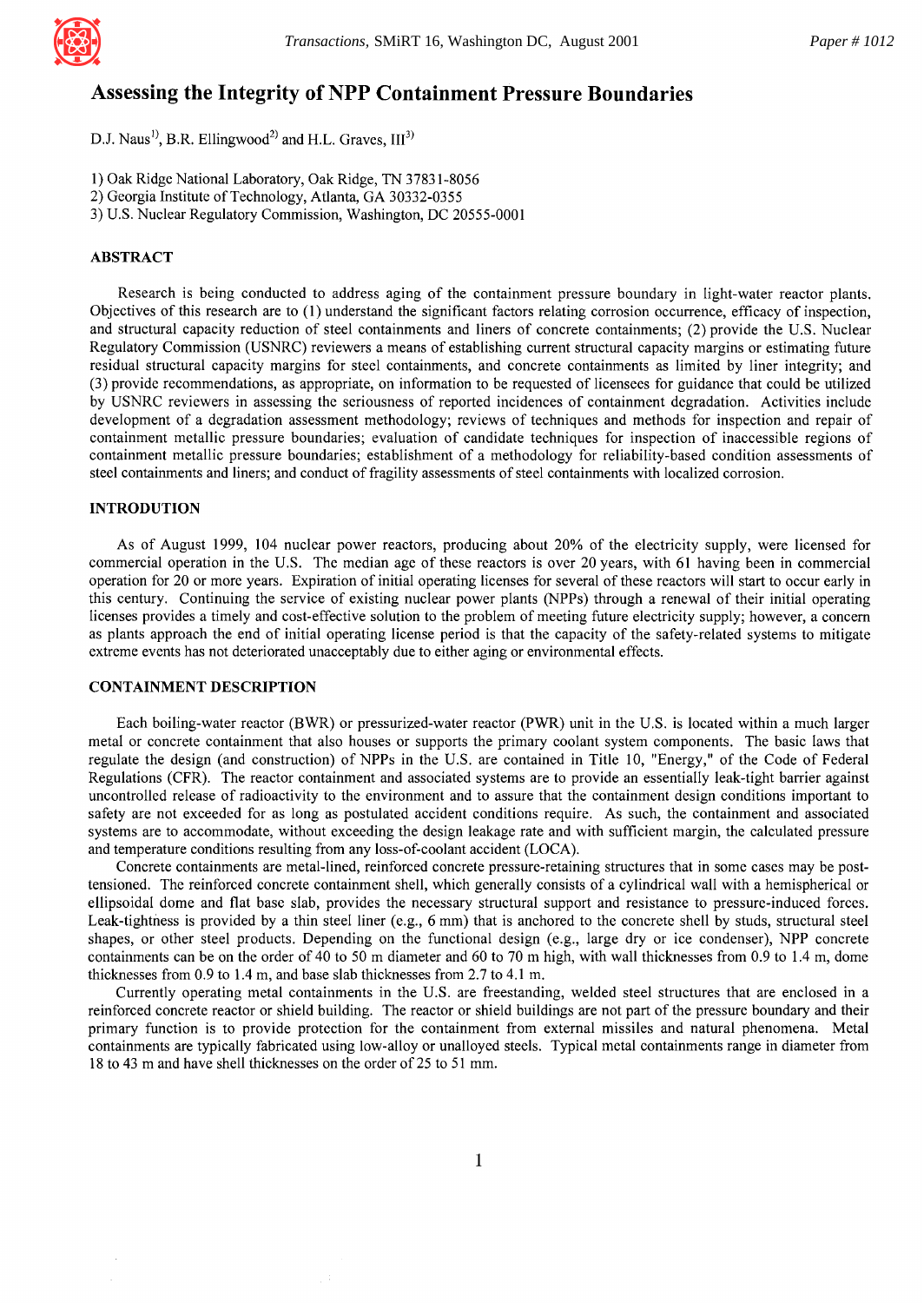# Assessing the Integrity of NPP Containment Pressure Boundaries

D.J. Naus[1], B.R. Ellingwood[2] and H.L. Graves, III[3]

1) Oak Ridge National Laboratory, Oak Ridge, TN 37831-8056
2) Georgia Institute of Technology, Atlanta, GA 30332-0355
3) U.S. Nuclear Regulatory Commission, Washington, DC 20555-0001

## ABSTRACT

Research is being conducted to address aging of the containment pressure boundary in light-water reactor plants. Objectives of this research are to (1) understand the significant factors relating corrosion occurrence, efficacy of inspection, and structural capacity reduction of steel containments and liners of concrete containments; (2) provide the U.S. Nuclear Regulatory Commission (USNRC) reviewers a means of establishing current structural capacity margins or estimating future residual structural capacity margins for steel containments, and concrete containments as limited by liner integrity; and (3) provide recommendations, as appropriate, on information to be requested of licensees for guidance that could be utilized by USNRC reviewers in assessing the seriousness of reported incidences of containment degradation. Activities include development of a degradation assessment methodology; reviews of techniques and methods for inspection and repair of containment metallic pressure boundaries; evaluation of candidate techniques for inspection of inaccessible regions of containment metallic pressure boundaries; establishment of a methodology for reliability-based condition assessments of steel containments and liners; and conduct of fragility assessments of steel containments with localized corrosion.

## INTRODUTION

As of August 1999, 104 nuclear power reactors, producing about 20% of the electricity supply, were licensed for commercial operation in the U.S. The median age of these reactors is over 20 years, with 61 having been in commercial operation for 20 or more years. Expiration of initial operating licenses for several of these reactors will start to occur early in this century. Continuing the service of existing nuclear power plants (NPPs) through a renewal of their initial operating licenses provides a timely and cost-effective solution to the problem of meeting future electricity supply; however, a concern as plants approach the end of initial operating license period is that the capacity of the safety-related systems to mitigate extreme events has not deteriorated unacceptably due to either aging or environmental effects.

## CONTAINMENT DESCRIPTION

Each boiling-water reactor (BWR) or pressurized-water reactor (PWR) unit in the U.S. is located within a much larger metal or concrete containment that also houses or supports the primary coolant system components. The basic laws that regulate the design (and construction) of NPPs in the U.S. are contained in Title 10, "Energy," of the Code of Federal Regulations (CFR). The reactor containment and associated systems are to provide an essentially leak-tight barrier against uncontrolled release of radioactivity to the environment and to assure that the containment design conditions important to safety are not exceeded for as long as postulated accident conditions require. As such, the containment and associated systems are to accommodate, without exceeding the design leakage rate and with sufficient margin, the calculated pressure and temperature conditions resulting from any loss-of-coolant accident (LOCA).

Concrete containments are metal-lined, reinforced concrete pressure-retaining structures that in some cases may be post-tensioned. The reinforced concrete containment shell, which generally consists of a cylindrical wall with a hemispherical or ellipsoidal dome and flat base slab, provides the necessary structural support and resistance to pressure-induced forces. Leak-tightness is provided by a thin steel liner (e.g., 6 mm) that is anchored to the concrete shell by studs, structural steel shapes, or other steel products. Depending on the functional design (e.g., large dry or ice condenser), NPP concrete containments can be on the order of 40 to 50 m diameter and 60 to 70 m high, with wall thicknesses from 0.9 to 1.4 m, dome thicknesses from 0.9 to 1.4 m, and base slab thicknesses from 2.7 to 4.1 m.

Currently operating metal containments in the U.S. are freestanding, welded steel structures that are enclosed in a reinforced concrete reactor or shield building. The reactor or shield buildings are not part of the pressure boundary and their primary function is to provide protection for the containment from external missiles and natural phenomena. Metal containments are typically fabricated using low-alloy or unalloyed steels. Typical metal containments range in diameter from 18 to 43 m and have shell thicknesses on the order of 25 to 51 mm.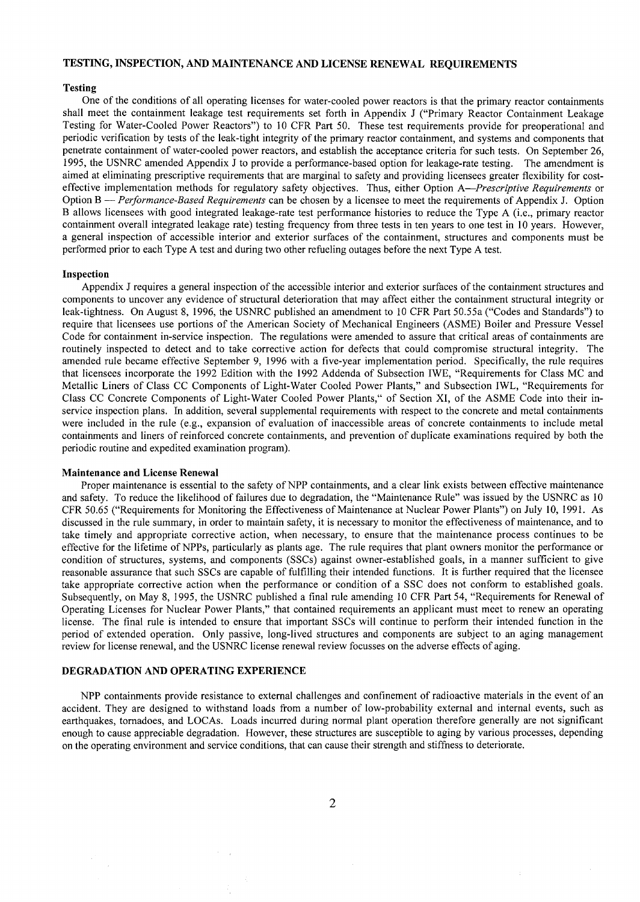## TESTING, INSPECTION, AND MAINTENANCE AND LICENSE RENEWAL REQUIREMENTS

### Testing

One of the conditions of all operating licenses for water-cooled power reactors is that the primary reactor containments shall meet the containment leakage test requirements set forth in Appendix J ("Primary Reactor Containment Leakage Testing for Water-Cooled Power Reactors") to 10 CFR Part 50. These test requirements provide for preoperational and periodic verification by tests of the leak-tight integrity of the primary reactor containment, and systems and components that penetrate containment of water-cooled power reactors, and establish the acceptance criteria for such tests. On September 26, 1995, the USNRC amended Appendix J to provide a performance-based option for leakage-rate testing. The amendment is aimed at eliminating prescriptive requirements that are marginal to safety and providing licensees greater flexibility for cost-effective implementation methods for regulatory safety objectives. Thus, either Option A—*Prescriptive Requirements* or Option B — *Performance-Based Requirements* can be chosen by a licensee to meet the requirements of Appendix J. Option B allows licensees with good integrated leakage-rate test performance histories to reduce the Type A (i.e., primary reactor containment overall integrated leakage rate) testing frequency from three tests in ten years to one test in 10 years. However, a general inspection of accessible interior and exterior surfaces of the containment, structures and components must be performed prior to each Type A test and during two other refueling outages before the next Type A test.

### Inspection

Appendix J requires a general inspection of the accessible interior and exterior surfaces of the containment structures and components to uncover any evidence of structural deterioration that may affect either the containment structural integrity or leak-tightness. On August 8, 1996, the USNRC published an amendment to 10 CFR Part 50.55a ("Codes and Standards") to require that licensees use portions of the American Society of Mechanical Engineers (ASME) Boiler and Pressure Vessel Code for containment in-service inspection. The regulations were amended to assure that critical areas of containments are routinely inspected to detect and to take corrective action for defects that could compromise structural integrity. The amended rule became effective September 9, 1996 with a five-year implementation period. Specifically, the rule requires that licensees incorporate the 1992 Edition with the 1992 Addenda of Subsection IWE, "Requirements for Class MC and Metallic Liners of Class CC Components of Light-Water Cooled Power Plants," and Subsection IWL, "Requirements for Class CC Concrete Components of Light-Water Cooled Power Plants," of Section XI, of the ASME Code into their in-service inspection plans. In addition, several supplemental requirements with respect to the concrete and metal containments were included in the rule (e.g., expansion of evaluation of inaccessible areas of concrete containments to include metal containments and liners of reinforced concrete containments, and prevention of duplicate examinations required by both the periodic routine and expedited examination program).

### Maintenance and License Renewal

Proper maintenance is essential to the safety of NPP containments, and a clear link exists between effective maintenance and safety. To reduce the likelihood of failures due to degradation, the "Maintenance Rule" was issued by the USNRC as 10 CFR 50.65 ("Requirements for Monitoring the Effectiveness of Maintenance at Nuclear Power Plants") on July 10, 1991. As discussed in the rule summary, in order to maintain safety, it is necessary to monitor the effectiveness of maintenance, and to take timely and appropriate corrective action, when necessary, to ensure that the maintenance process continues to be effective for the lifetime of NPPs, particularly as plants age. The rule requires that plant owners monitor the performance or condition of structures, systems, and components (SSCs) against owner-established goals, in a manner sufficient to give reasonable assurance that such SSCs are capable of fulfilling their intended functions. It is further required that the licensee take appropriate corrective action when the performance or condition of a SSC does not conform to established goals. Subsequently, on May 8, 1995, the USNRC published a final rule amending 10 CFR Part 54, "Requirements for Renewal of Operating Licenses for Nuclear Power Plants," that contained requirements an applicant must meet to renew an operating license. The final rule is intended to ensure that important SSCs will continue to perform their intended function in the period of extended operation. Only passive, long-lived structures and components are subject to an aging management review for license renewal, and the USNRC license renewal review focusses on the adverse effects of aging.

## DEGRADATION AND OPERATING EXPERIENCE

NPP containments provide resistance to external challenges and confinement of radioactive materials in the event of an accident. They are designed to withstand loads from a number of low-probability external and internal events, such as earthquakes, tornadoes, and LOCAs. Loads incurred during normal plant operation therefore generally are not significant enough to cause appreciable degradation. However, these structures are susceptible to aging by various processes, depending on the operating environment and service conditions, that can cause their strength and stiffness to deteriorate.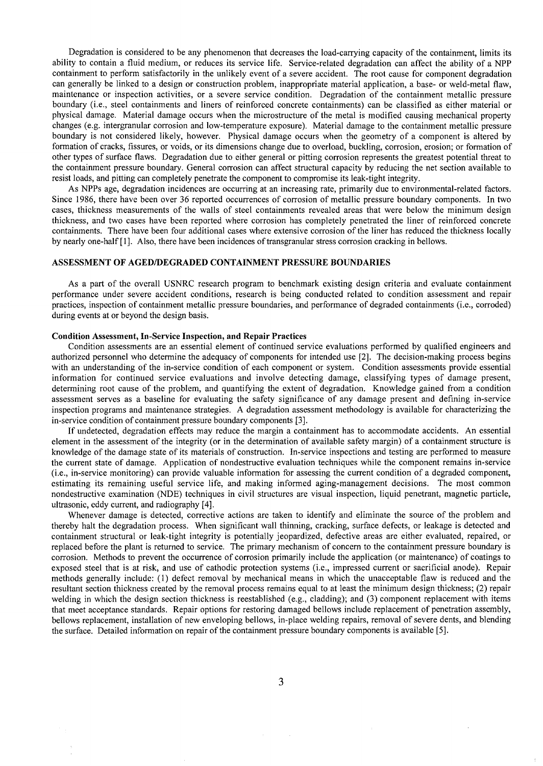Degradation is considered to be any phenomenon that decreases the load-carrying capacity of the containment, limits its ability to contain a fluid medium, or reduces its service life. Service-related degradation can affect the ability of a NPP containment to perform satisfactorily in the unlikely event of a severe accident. The root cause for component degradation can generally be linked to a design or construction problem, inappropriate material application, a base- or weld-metal flaw, maintenance or inspection activities, or a severe service condition. Degradation of the containment metallic pressure boundary (i.e., steel containments and liners of reinforced concrete containments) can be classified as either material or physical damage. Material damage occurs when the microstructure of the metal is modified causing mechanical property changes (e.g. intergranular corrosion and low-temperature exposure). Material damage to the containment metallic pressure boundary is not considered likely, however. Physical damage occurs when the geometry of a component is altered by formation of cracks, fissures, or voids, or its dimensions change due to overload, buckling, corrosion, erosion; or formation of other types of surface flaws. Degradation due to either general or pitting corrosion represents the greatest potential threat to the containment pressure boundary. General corrosion can affect structural capacity by reducing the net section available to resist loads, and pitting can completely penetrate the component to compromise its leak-tight integrity.

As NPPs age, degradation incidences are occurring at an increasing rate, primarily due to environmental-related factors. Since 1986, there have been over 36 reported occurrences of corrosion of metallic pressure boundary components. In two cases, thickness measurements of the walls of steel containments revealed areas that were below the minimum design thickness, and two cases have been reported where corrosion has completely penetrated the liner of reinforced concrete containments. There have been four additional cases where extensive corrosion of the liner has reduced the thickness locally by nearly one-half [1]. Also, there have been incidences of transgranular stress corrosion cracking in bellows.

## ASSESSMENT OF AGED/DEGRADED CONTAINMENT PRESSURE BOUNDARIES

As a part of the overall USNRC research program to benchmark existing design criteria and evaluate containment performance under severe accident conditions, research is being conducted related to condition assessment and repair practices, inspection of containment metallic pressure boundaries, and performance of degraded containments (i.e., corroded) during events at or beyond the design basis.

### Condition Assessment, In-Service Inspection, and Repair Practices

Condition assessments are an essential element of continued service evaluations performed by qualified engineers and authorized personnel who determine the adequacy of components for intended use [2]. The decision-making process begins with an understanding of the in-service condition of each component or system. Condition assessments provide essential information for continued service evaluations and involve detecting damage, classifying types of damage present, determining root cause of the problem, and quantifying the extent of degradation. Knowledge gained from a condition assessment serves as a baseline for evaluating the safety significance of any damage present and defining in-service inspection programs and maintenance strategies. A degradation assessment methodology is available for characterizing the in-service condition of containment pressure boundary components [3].

If undetected, degradation effects may reduce the margin a containment has to accommodate accidents. An essential element in the assessment of the integrity (or in the determination of available safety margin) of a containment structure is knowledge of the damage state of its materials of construction. In-service inspections and testing are performed to measure the current state of damage. Application of nondestructive evaluation techniques while the component remains in-service (i.e., in-service monitoring) can provide valuable information for assessing the current condition of a degraded component, estimating its remaining useful service life, and making informed aging-management decisions. The most common nondestructive examination (NDE) techniques in civil structures are visual inspection, liquid penetrant, magnetic particle, eddy current, ultrasonic, and radiography [4].

Whenever damage is detected, corrective actions are taken to identify and eliminate the source of the problem and thereby halt the degradation process. When significant wall thinning, cracking, surface defects, or leakage is detected and containment structural or leak-tight integrity is potentially jeopardized, defective areas are either evaluated, repaired, or replaced before the plant is returned to service. The primary mechanism of concern to the containment pressure boundary is corrosion. Methods to prevent the occurrence of corrosion primarily include the application (or maintenance) of coatings to exposed steel that is at risk, and use of cathodic protection systems (i.e., impressed current or sacrificial anode). Repair methods generally include: (1) defect removal by mechanical means in which the unacceptable flaw is reduced and the resultant section thickness created by the removal process remains equal to at least the minimum design thickness; (2) repair welding in which the design section thickness is reestablished (e.g., cladding); and (3) component replacement with items that meet acceptance standards. Repair options for restoring damaged bellows include replacement of penetration assembly, bellows replacement, installation of new enveloping bellows, in-place welding repairs, removal of severe dents, and blending the surface. Detailed information on repair of the containment pressure boundary components is available [5].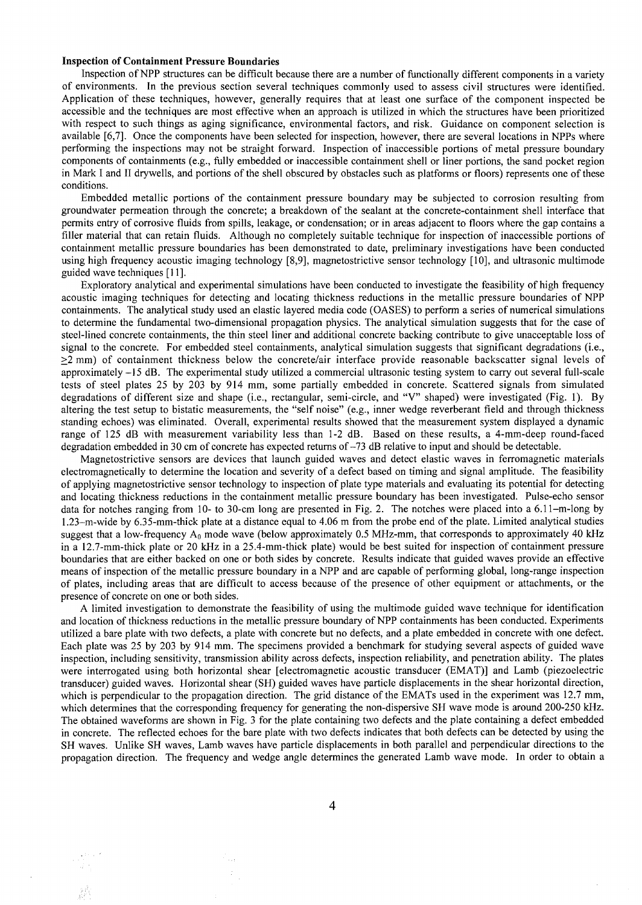**Inspection of Containment Pressure Boundaries**

Inspection of NPP structures can be difficult because there are a number of functionally different components in a variety of environments. In the previous section several techniques commonly used to assess civil structures were identified. Application of these techniques, however, generally requires that at least one surface of the component inspected be accessible and the techniques are most effective when an approach is utilized in which the structures have been prioritized with respect to such things as aging significance, environmental factors, and risk. Guidance on component selection is available [6,7]. Once the components have been selected for inspection, however, there are several locations in NPPs where performing the inspections may not be straight forward. Inspection of inaccessible portions of metal pressure boundary components of containments (e.g., fully embedded or inaccessible containment shell or liner portions, the sand pocket region in Mark I and II drywells, and portions of the shell obscured by obstacles such as platforms or floors) represents one of these conditions.

Embedded metallic portions of the containment pressure boundary may be subjected to corrosion resulting from groundwater permeation through the concrete; a breakdown of the sealant at the concrete-containment shell interface that permits entry of corrosive fluids from spills, leakage, or condensation; or in areas adjacent to floors where the gap contains a filler material that can retain fluids. Although no completely suitable technique for inspection of inaccessible portions of containment metallic pressure boundaries has been demonstrated to date, preliminary investigations have been conducted using high frequency acoustic imaging technology [8,9], magnetostrictive sensor technology [10], and ultrasonic multimode guided wave techniques [11].

Exploratory analytical and experimental simulations have been conducted to investigate the feasibility of high frequency acoustic imaging techniques for detecting and locating thickness reductions in the metallic pressure boundaries of NPP containments. The analytical study used an elastic layered media code (OASES) to perform a series of numerical simulations to determine the fundamental two-dimensional propagation physics. The analytical simulation suggests that for the case of steel-lined concrete containments, the thin steel liner and additional concrete backing contribute to give unacceptable loss of signal to the concrete. For embedded steel containments, analytical simulation suggests that significant degradations (i.e., ≥2 mm) of containment thickness below the concrete/air interface provide reasonable backscatter signal levels of approximately −15 dB. The experimental study utilized a commercial ultrasonic testing system to carry out several full-scale tests of steel plates 25 by 203 by 914 mm, some partially embedded in concrete. Scattered signals from simulated degradations of different size and shape (i.e., rectangular, semi-circle, and "V" shaped) were investigated (Fig. 1). By altering the test setup to bistatic measurements, the "self noise" (e.g., inner wedge reverberant field and through thickness standing echoes) was eliminated. Overall, experimental results showed that the measurement system displayed a dynamic range of 125 dB with measurement variability less than 1-2 dB. Based on these results, a 4-mm-deep round-faced degradation embedded in 30 cm of concrete has expected returns of −73 dB relative to input and should be detectable.

Magnetostrictive sensors are devices that launch guided waves and detect elastic waves in ferromagnetic materials electromagnetically to determine the location and severity of a defect based on timing and signal amplitude. The feasibility of applying magnetostrictive sensor technology to inspection of plate type materials and evaluating its potential for detecting and locating thickness reductions in the containment metallic pressure boundary has been investigated. Pulse-echo sensor data for notches ranging from 10- to 30-cm long are presented in Fig. 2. The notches were placed into a 6.11–m-long by 1.23–m-wide by 6.35-mm-thick plate at a distance equal to 4.06 m from the probe end of the plate. Limited analytical studies suggest that a low-frequency $A_0$ mode wave (below approximately 0.5 MHz-mm, that corresponds to approximately 40 kHz in a 12.7-mm-thick plate or 20 kHz in a 25.4-mm-thick plate) would be best suited for inspection of containment pressure boundaries that are either backed on one or both sides by concrete. Results indicate that guided waves provide an effective means of inspection of the metallic pressure boundary in a NPP and are capable of performing global, long-range inspection of plates, including areas that are difficult to access because of the presence of other equipment or attachments, or the presence of concrete on one or both sides.

A limited investigation to demonstrate the feasibility of using the multimode guided wave technique for identification and location of thickness reductions in the metallic pressure boundary of NPP containments has been conducted. Experiments utilized a bare plate with two defects, a plate with concrete but no defects, and a plate embedded in concrete with one defect. Each plate was 25 by 203 by 914 mm. The specimens provided a benchmark for studying several aspects of guided wave inspection, including sensitivity, transmission ability across defects, inspection reliability, and penetration ability. The plates were interrogated using both horizontal shear [electromagnetic acoustic transducer (EMAT)] and Lamb (piezoelectric transducer) guided waves. Horizontal shear (SH) guided waves have particle displacements in the shear horizontal direction, which is perpendicular to the propagation direction. The grid distance of the EMATs used in the experiment was 12.7 mm, which determines that the corresponding frequency for generating the non-dispersive SH wave mode is around 200-250 kHz. The obtained waveforms are shown in Fig. 3 for the plate containing two defects and the plate containing a defect embedded in concrete. The reflected echoes for the bare plate with two defects indicates that both defects can be detected by using the SH waves. Unlike SH waves, Lamb waves have particle displacements in both parallel and perpendicular directions to the propagation direction. The frequency and wedge angle determines the generated Lamb wave mode. In order to obtain a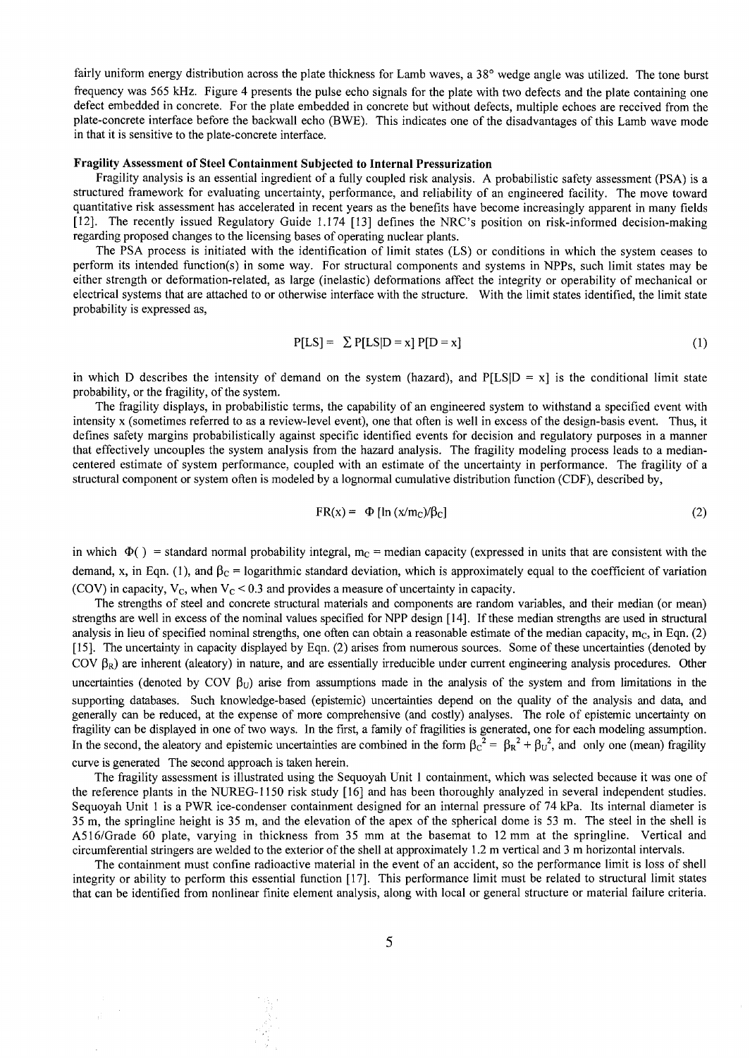fairly uniform energy distribution across the plate thickness for Lamb waves, a 38° wedge angle was utilized. The tone burst frequency was 565 kHz. Figure 4 presents the pulse echo signals for the plate with two defects and the plate containing one defect embedded in concrete. For the plate embedded in concrete but without defects, multiple echoes are received from the plate-concrete interface before the backwall echo (BWE). This indicates one of the disadvantages of this Lamb wave mode in that it is sensitive to the plate-concrete interface.

**Fragility Assessment of Steel Containment Subjected to Internal Pressurization**

Fragility analysis is an essential ingredient of a fully coupled risk analysis. A probabilistic safety assessment (PSA) is a structured framework for evaluating uncertainty, performance, and reliability of an engineered facility. The move toward quantitative risk assessment has accelerated in recent years as the benefits have become increasingly apparent in many fields [12]. The recently issued Regulatory Guide 1.174 [13] defines the NRC's position on risk-informed decision-making regarding proposed changes to the licensing bases of operating nuclear plants.

The PSA process is initiated with the identification of limit states (LS) or conditions in which the system ceases to perform its intended function(s) in some way. For structural components and systems in NPPs, such limit states may be either strength or deformation-related, as large (inelastic) deformations affect the integrity or operability of mechanical or electrical systems that are attached to or otherwise interface with the structure. With the limit states identified, the limit state probability is expressed as,

$$P[LS] = \sum P[LS|D = x]\, P[D = x] \tag{1}$$

in which D describes the intensity of demand on the system (hazard), and $P[LS|D = x]$ is the conditional limit state probability, or the fragility, of the system.

The fragility displays, in probabilistic terms, the capability of an engineered system to withstand a specified event with intensity x (sometimes referred to as a review-level event), one that often is well in excess of the design-basis event. Thus, it defines safety margins probabilistically against specific identified events for decision and regulatory purposes in a manner that effectively uncouples the system analysis from the hazard analysis. The fragility modeling process leads to a median-centered estimate of system performance, coupled with an estimate of the uncertainty in performance. The fragility of a structural component or system often is modeled by a lognormal cumulative distribution function (CDF), described by,

$$FR(x) = \Phi\,[\ln (x/m_C)/\beta_C] \tag{2}$$

in which $\Phi(\,)$ = standard normal probability integral, $m_C$ = median capacity (expressed in units that are consistent with the demand, x, in Eqn. (1), and $\beta_C$ = logarithmic standard deviation, which is approximately equal to the coefficient of variation (COV) in capacity, $V_C$, when $V_C < 0.3$ and provides a measure of uncertainty in capacity.

The strengths of steel and concrete structural materials and components are random variables, and their median (or mean) strengths are well in excess of the nominal values specified for NPP design [14]. If these median strengths are used in structural analysis in lieu of specified nominal strengths, one often can obtain a reasonable estimate of the median capacity, $m_C$, in Eqn. (2) [15]. The uncertainty in capacity displayed by Eqn. (2) arises from numerous sources. Some of these uncertainties (denoted by COV $\beta_R$) are inherent (aleatory) in nature, and are essentially irreducible under current engineering analysis procedures. Other uncertainties (denoted by COV $\beta_U$) arise from assumptions made in the analysis of the system and from limitations in the supporting databases. Such knowledge-based (epistemic) uncertainties depend on the quality of the analysis and data, and generally can be reduced, at the expense of more comprehensive (and costly) analyses. The role of epistemic uncertainty on fragility can be displayed in one of two ways. In the first, a family of fragilities is generated, one for each modeling assumption. In the second, the aleatory and epistemic uncertainties are combined in the form $\beta_C^2 = \beta_R^2 + \beta_U^2$, and only one (mean) fragility curve is generated The second approach is taken herein.

The fragility assessment is illustrated using the Sequoyah Unit 1 containment, which was selected because it was one of the reference plants in the NUREG-1150 risk study [16] and has been thoroughly analyzed in several independent studies. Sequoyah Unit 1 is a PWR ice-condenser containment designed for an internal pressure of 74 kPa. Its internal diameter is 35 m, the springline height is 35 m, and the elevation of the apex of the spherical dome is 53 m. The steel in the shell is A516/Grade 60 plate, varying in thickness from 35 mm at the basemat to 12 mm at the springline. Vertical and circumferential stringers are welded to the exterior of the shell at approximately 1.2 m vertical and 3 m horizontal intervals.

The containment must confine radioactive material in the event of an accident, so the performance limit is loss of shell integrity or ability to perform this essential function [17]. This performance limit must be related to structural limit states that can be identified from nonlinear finite element analysis, along with local or general structure or material failure criteria.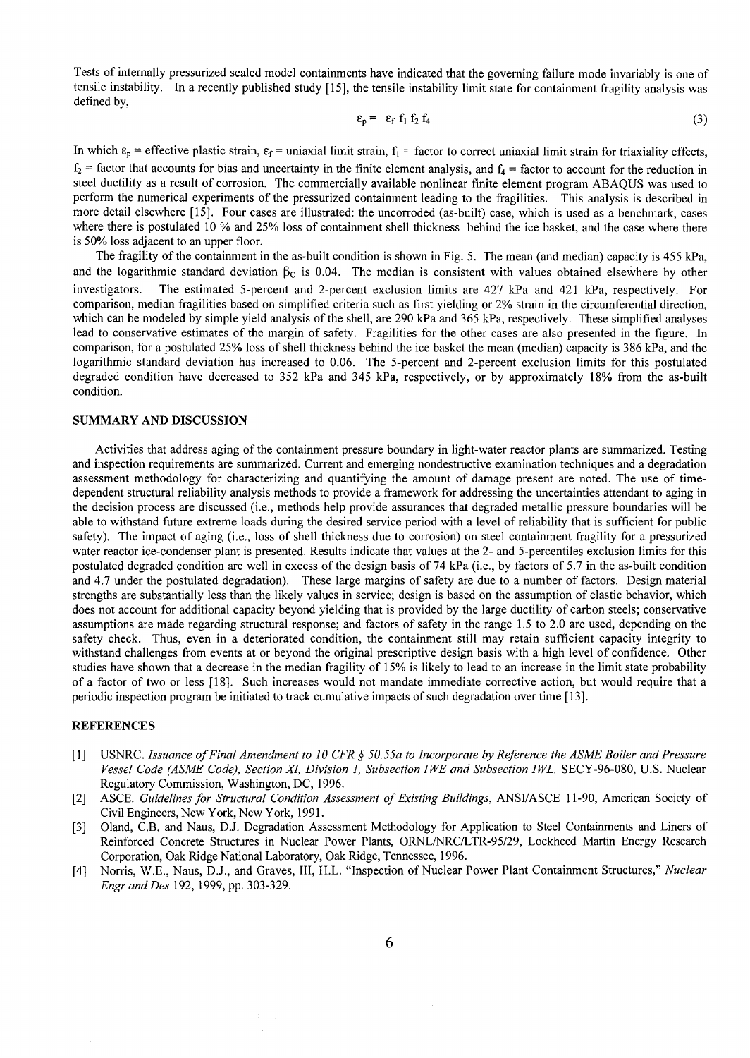Tests of internally pressurized scaled model containments have indicated that the governing failure mode invariably is one of tensile instability. In a recently published study [15], the tensile instability limit state for containment fragility analysis was defined by,

$$\varepsilon_p = \varepsilon_f \, f_1 \, f_2 \, f_4 \tag{3}$$

In which $\varepsilon_p$ = effective plastic strain, $\varepsilon_f$ = uniaxial limit strain, $f_1$ = factor to correct uniaxial limit strain for triaxiality effects, $f_2$ = factor that accounts for bias and uncertainty in the finite element analysis, and $f_4$ = factor to account for the reduction in steel ductility as a result of corrosion. The commercially available nonlinear finite element program ABAQUS was used to perform the numerical experiments of the pressurized containment leading to the fragilities. This analysis is described in more detail elsewhere [15]. Four cases are illustrated: the uncorroded (as-built) case, which is used as a benchmark, cases where there is postulated 10 % and 25% loss of containment shell thickness behind the ice basket, and the case where there is 50% loss adjacent to an upper floor.

The fragility of the containment in the as-built condition is shown in Fig. 5. The mean (and median) capacity is 455 kPa, and the logarithmic standard deviation $\beta_C$ is 0.04. The median is consistent with values obtained elsewhere by other investigators. The estimated 5-percent and 2-percent exclusion limits are 427 kPa and 421 kPa, respectively. For comparison, median fragilities based on simplified criteria such as first yielding or 2% strain in the circumferential direction, which can be modeled by simple yield analysis of the shell, are 290 kPa and 365 kPa, respectively. These simplified analyses lead to conservative estimates of the margin of safety. Fragilities for the other cases are also presented in the figure. In comparison, for a postulated 25% loss of shell thickness behind the ice basket the mean (median) capacity is 386 kPa, and the logarithmic standard deviation has increased to 0.06. The 5-percent and 2-percent exclusion limits for this postulated degraded condition have decreased to 352 kPa and 345 kPa, respectively, or by approximately 18% from the as-built condition.

## SUMMARY AND DISCUSSION

Activities that address aging of the containment pressure boundary in light-water reactor plants are summarized. Testing and inspection requirements are summarized. Current and emerging nondestructive examination techniques and a degradation assessment methodology for characterizing and quantifying the amount of damage present are noted. The use of time-dependent structural reliability analysis methods to provide a framework for addressing the uncertainties attendant to aging in the decision process are discussed (i.e., methods help provide assurances that degraded metallic pressure boundaries will be able to withstand future extreme loads during the desired service period with a level of reliability that is sufficient for public safety). The impact of aging (i.e., loss of shell thickness due to corrosion) on steel containment fragility for a pressurized water reactor ice-condenser plant is presented. Results indicate that values at the 2- and 5-percentiles exclusion limits for this postulated degraded condition are well in excess of the design basis of 74 kPa (i.e., by factors of 5.7 in the as-built condition and 4.7 under the postulated degradation). These large margins of safety are due to a number of factors. Design material strengths are substantially less than the likely values in service; design is based on the assumption of elastic behavior, which does not account for additional capacity beyond yielding that is provided by the large ductility of carbon steels; conservative assumptions are made regarding structural response; and factors of safety in the range 1.5 to 2.0 are used, depending on the safety check. Thus, even in a deteriorated condition, the containment still may retain sufficient capacity integrity to withstand challenges from events at or beyond the original prescriptive design basis with a high level of confidence. Other studies have shown that a decrease in the median fragility of 15% is likely to lead to an increase in the limit state probability of a factor of two or less [18]. Such increases would not mandate immediate corrective action, but would require that a periodic inspection program be initiated to track cumulative impacts of such degradation over time [13].

## REFERENCES

[1] USNRC. *Issuance of Final Amendment to 10 CFR § 50.55a to Incorporate by Reference the ASME Boiler and Pressure Vessel Code (ASME Code), Section XI, Division 1, Subsection IWE and Subsection IWL*, SECY-96-080, U.S. Nuclear Regulatory Commission, Washington, DC, 1996.

[2] ASCE. *Guidelines for Structural Condition Assessment of Existing Buildings*, ANSI/ASCE 11-90, American Society of Civil Engineers, New York, New York, 1991.

[3] Oland, C.B. and Naus, D.J. Degradation Assessment Methodology for Application to Steel Containments and Liners of Reinforced Concrete Structures in Nuclear Power Plants, ORNL/NRC/LTR-95/29, Lockheed Martin Energy Research Corporation, Oak Ridge National Laboratory, Oak Ridge, Tennessee, 1996.

[4] Norris, W.E., Naus, D.J., and Graves, III, H.L. "Inspection of Nuclear Power Plant Containment Structures," *Nuclear Engr and Des* 192, 1999, pp. 303-329.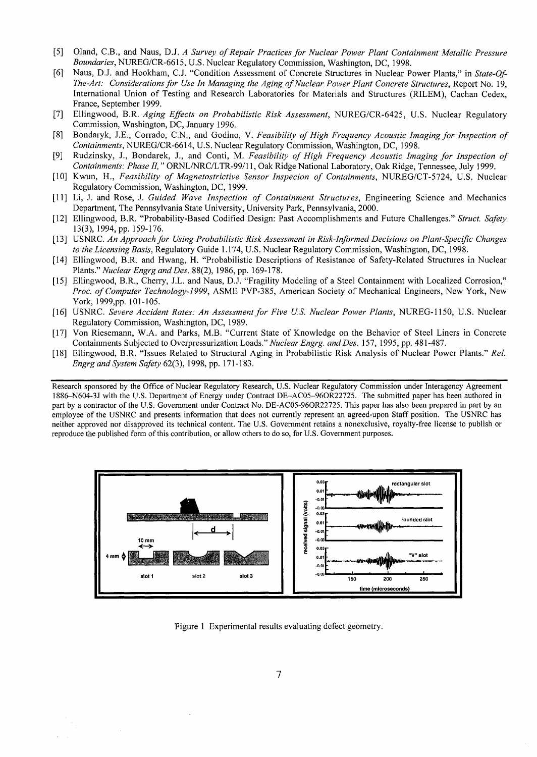[5] Oland, C.B., and Naus, D.J. *A Survey of Repair Practices for Nuclear Power Plant Containment Metallic Pressure Boundaries*, NUREG/CR-6615, U.S. Nuclear Regulatory Commission, Washington, DC, 1998.

[6] Naus, D.J. and Hookham, C.J. "Condition Assessment of Concrete Structures in Nuclear Power Plants," in *State-Of-The-Art: Considerations for Use In Managing the Aging of Nuclear Power Plant Concrete Structures*, Report No. 19, International Union of Testing and Research Laboratories for Materials and Structures (RILEM), Cachan Cedex, France, September 1999.

[7] Ellingwood, B.R. *Aging Effects on Probabilistic Risk Assessment*, NUREG/CR-6425, U.S. Nuclear Regulatory Commission, Washington, DC, January 1996.

[8] Bondaryk, J.E., Corrado, C.N., and Godino, V. *Feasibility of High Frequency Acoustic Imaging for Inspection of Containments*, NUREG/CR-6614, U.S. Nuclear Regulatory Commission, Washington, DC, 1998.

[9] Rudzinsky, J., Bondarek, J., and Conti, M. *Feasibility of High Frequency Acoustic Imaging for Inspection of Containments: Phase II,"* ORNL/NRC/LTR-99/11, Oak Ridge National Laboratory, Oak Ridge, Tennessee, July 1999.

[10] Kwun, H., *Feasibility of Magnetostrictive Sensor Inspecion of Containments*, NUREG/CT-5724, U.S. Nuclear Regulatory Commission, Washington, DC, 1999.

[11] Li, J. and Rose, J. *Guided Wave Inspection of Containment Structures*, Engineering Science and Mechanics Department, The Pennsylvania State University, University Park, Pennsylvania, 2000.

[12] Ellingwood, B.R. "Probability-Based Codified Design: Past Accomplishments and Future Challenges." *Struct. Safety* 13(3), 1994, pp. 159-176.

[13] USNRC. *An Approach for Using Probabilistic Risk Assessment in Risk-Informed Decisions on Plant-Specific Changes to the Licensing Basis*, Regulatory Guide 1.174, U.S. Nuclear Regulatory Commission, Washington, DC, 1998.

[14] Ellingwood, B.R. and Hwang, H. "Probabilistic Descriptions of Resistance of Safety-Related Structures in Nuclear Plants." *Nuclear Engrg and Des.* 88(2), 1986, pp. 169-178.

[15] Ellingwood, B.R., Cherry, J.L. and Naus, D.J. "Fragility Modeling of a Steel Containment with Localized Corrosion," *Proc. of Computer Technology-1999*, ASME PVP-385, American Society of Mechanical Engineers, New York, New York, 1999,pp. 101-105.

[16] USNRC. *Severe Accident Rates: An Assessment for Five U.S. Nuclear Power Plants*, NUREG-1150, U.S. Nuclear Regulatory Commission, Washington, DC, 1989.

[17] Von Riesemann, W.A. and Parks, M.B. "Current State of Knowledge on the Behavior of Steel Liners in Concrete Containments Subjected to Overpressurization Loads." *Nuclear Engrg. and Des.* 157, 1995, pp. 481-487.

[18] Ellingwood, B.R. "Issues Related to Structural Aging in Probabilistic Risk Analysis of Nuclear Power Plants." *Rel. Engrg and System Safety* 62(3), 1998, pp. 171-183.

---

Research sponsored by the Office of Nuclear Regulatory Research, U.S. Nuclear Regulatory Commission under Interagency Agreement 1886–N604-3J with the U.S. Department of Energy under Contract DE–AC05–96OR22725. The submitted paper has been authored in part by a contractor of the U.S. Government under Contract No. DE-AC05-96OR22725. This paper has also been prepared in part by an employee of the USNRC and presents information that does not currently represent an agreed-upon Staff position. The USNRC has neither approved nor disapproved its technical content. The U.S. Government retains a nonexclusive, royalty-free license to publish or reproduce the published form of this contribution, or allow others to do so, for U.S. Government purposes.

d

10 mm

4 mm

slot 1 slot 2 slot 3

received signal (volts)

0.03 0.01 -0.01 -0.03

rectangular slot

rounded slot

"V" slot

150 200 250

time (microseconds)

Figure 1 Experimental results evaluating defect geometry.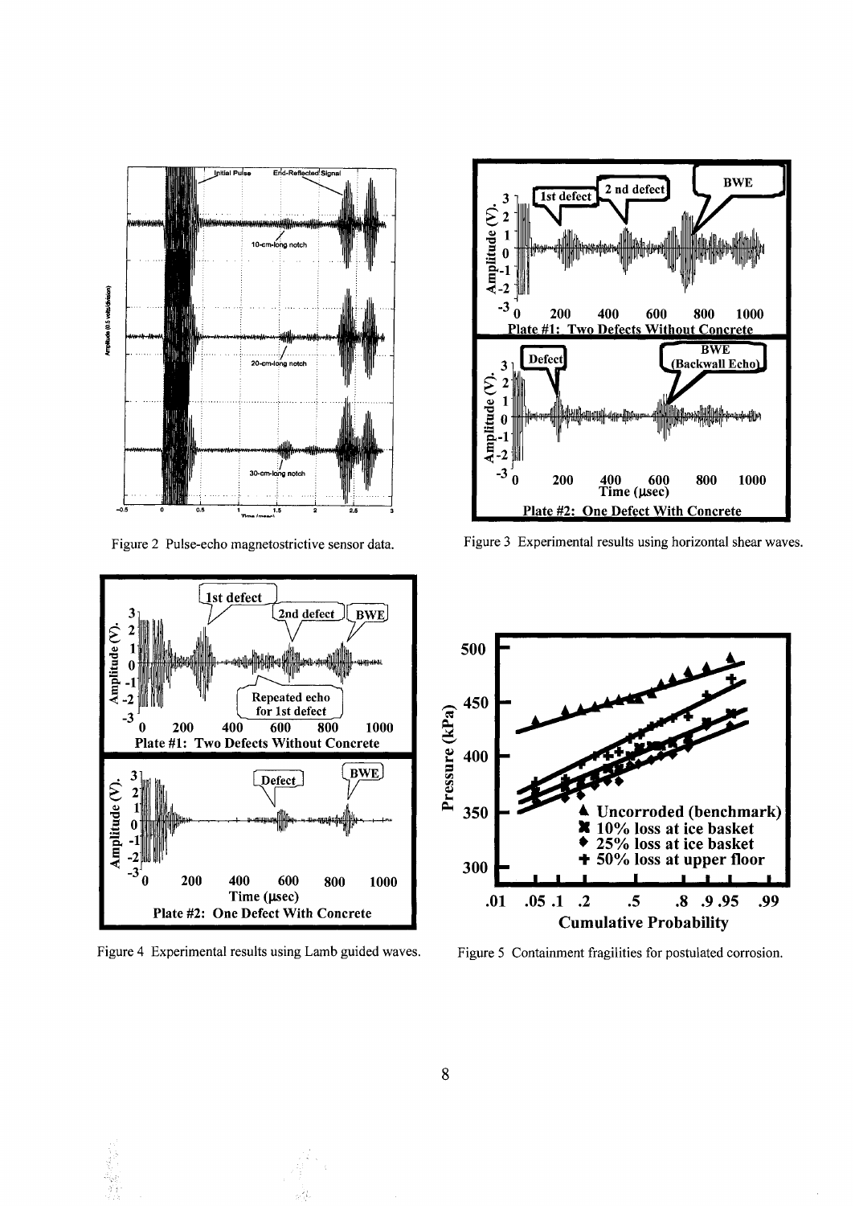Initial Pulse

End-Reflected Signal

10-cm-long notch

20-cm-long notch

30-cm-long notch

Amplitude (0.5 volts/division)

-0.5 0 0.5 1 1.5 2 2.5 3

Time (msec)

Figure 2 Pulse-echo magnetostrictive sensor data.

1st defect

2 nd defect

BWE

Amplitude (V).

3 2 1 0 -1 -2 -3

0 200 400 600 800 1000

Plate #1: Two Defects Without Concrete

Defect

BWE (Backwall Echo)

Amplitude (V).

3 2 1 0 -1 -2 -3

0 200 400 600 800 1000

Time (μsec)

Plate #2: One Defect With Concrete

Figure 3 Experimental results using horizontal shear waves.

1st defect

2nd defect

BWE

Repeated echo for 1st defect

Amplitude (V).

3 2 1 0 -1 -2 -3

0 200 400 600 800 1000

Plate #1: Two Defects Without Concrete

Defect

BWE

Amplitude (V).

3 2 1 0 -1 -2 -3

0 200 400 600 800 1000

Time (μsec)

Plate #2: One Defect With Concrete

Figure 4 Experimental results using Lamb guided waves.

Pressure (kPa)

500 450 400 350 300

▲ Uncorroded (benchmark)

✖ 10% loss at ice basket

◆ 25% loss at ice basket

✚ 50% loss at upper floor

.01 .05 .1 .2 .5 .8 .9 .95 .99

Cumulative Probability

Figure 5 Containment fragilities for postulated corrosion.